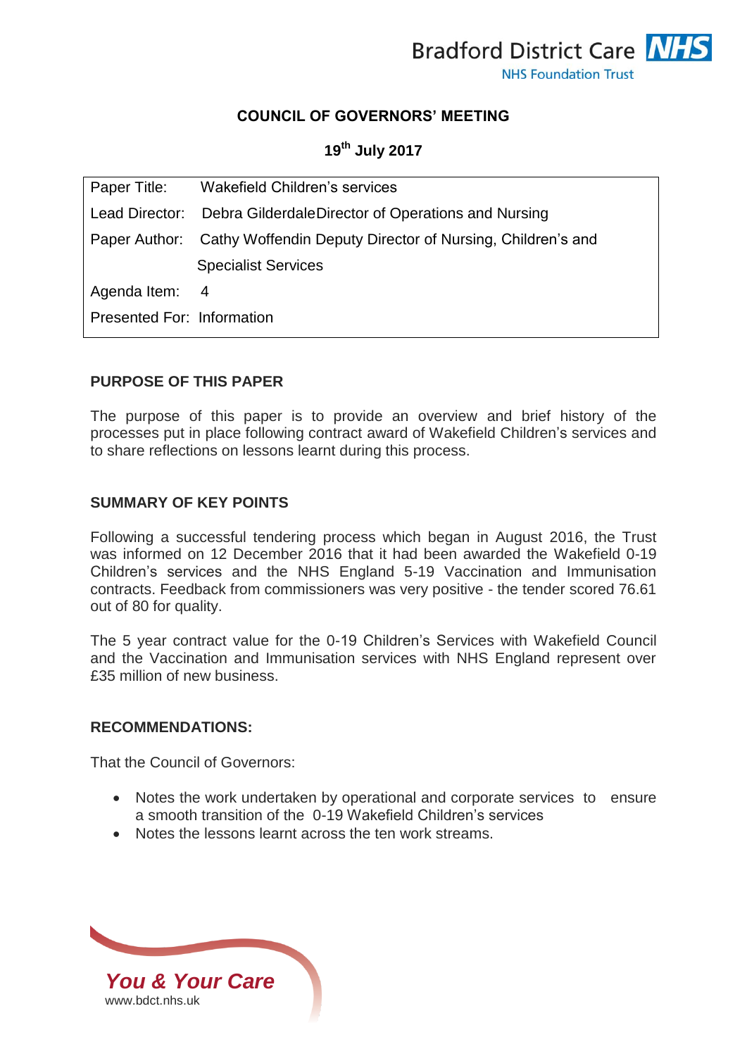Bradford District Care NHS Foundation Trust

# COUNCIL OF GOVERNORS' MEETING

## 19th July 2017

| | |
|---|---|
| Paper Title: | Wakefield Children's services |
| Lead Director: | Debra GilderdaleDirector of Operations and Nursing |
| Paper Author: | Cathy Woffendin Deputy Director of Nursing, Children's and Specialist Services |
| Agenda Item: | 4 |
| Presented For: | Information |

### PURPOSE OF THIS PAPER

The purpose of this paper is to provide an overview and brief history of the processes put in place following contract award of Wakefield Children's services and to share reflections on lessons learnt during this process.

### SUMMARY OF KEY POINTS

Following a successful tendering process which began in August 2016, the Trust was informed on 12 December 2016 that it had been awarded the Wakefield 0-19 Children's services and the NHS England 5-19 Vaccination and Immunisation contracts. Feedback from commissioners was very positive - the tender scored 76.61 out of 80 for quality.

The 5 year contract value for the 0-19 Children's Services with Wakefield Council and the Vaccination and Immunisation services with NHS England represent over £35 million of new business.

### RECOMMENDATIONS:

That the Council of Governors:

- Notes the work undertaken by operational and corporate services to ensure a smooth transition of the 0-19 Wakefield Children's services
- Notes the lessons learnt across the ten work streams.

*You & Your Care*
www.bdct.nhs.uk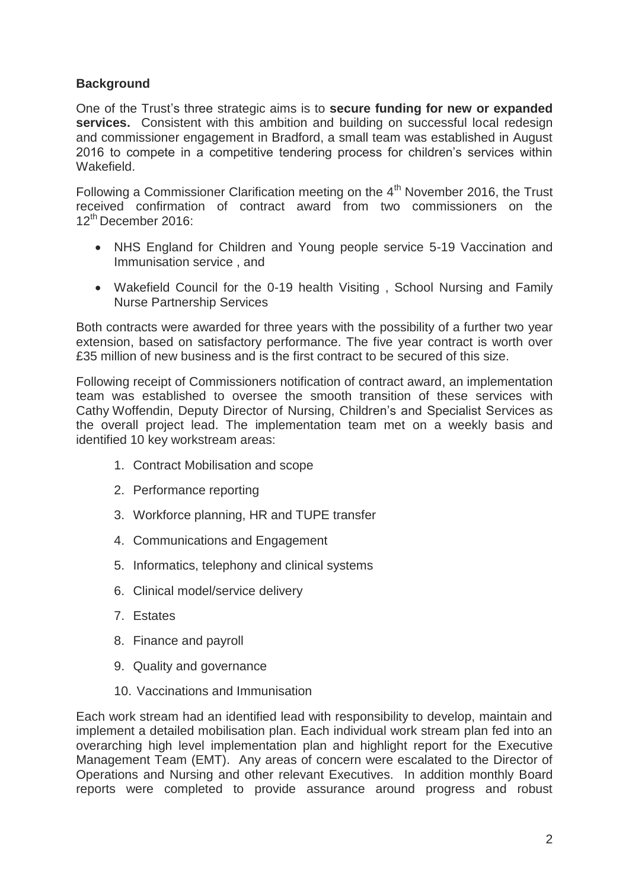**Background**

One of the Trust's three strategic aims is to **secure funding for new or expanded services.** Consistent with this ambition and building on successful local redesign and commissioner engagement in Bradford, a small team was established in August 2016 to compete in a competitive tendering process for children's services within Wakefield.

Following a Commissioner Clarification meeting on the 4th November 2016, the Trust received confirmation of contract award from two commissioners on the 12th December 2016:

- NHS England for Children and Young people service 5-19 Vaccination and Immunisation service , and
- Wakefield Council for the 0-19 health Visiting , School Nursing and Family Nurse Partnership Services

Both contracts were awarded for three years with the possibility of a further two year extension, based on satisfactory performance. The five year contract is worth over £35 million of new business and is the first contract to be secured of this size.

Following receipt of Commissioners notification of contract award, an implementation team was established to oversee the smooth transition of these services with Cathy Woffendin, Deputy Director of Nursing, Children's and Specialist Services as the overall project lead. The implementation team met on a weekly basis and identified 10 key workstream areas:

1. Contract Mobilisation and scope
2. Performance reporting
3. Workforce planning, HR and TUPE transfer
4. Communications and Engagement
5. Informatics, telephony and clinical systems
6. Clinical model/service delivery
7. Estates
8. Finance and payroll
9. Quality and governance
10. Vaccinations and Immunisation

Each work stream had an identified lead with responsibility to develop, maintain and implement a detailed mobilisation plan. Each individual work stream plan fed into an overarching high level implementation plan and highlight report for the Executive Management Team (EMT). Any areas of concern were escalated to the Director of Operations and Nursing and other relevant Executives. In addition monthly Board reports were completed to provide assurance around progress and robust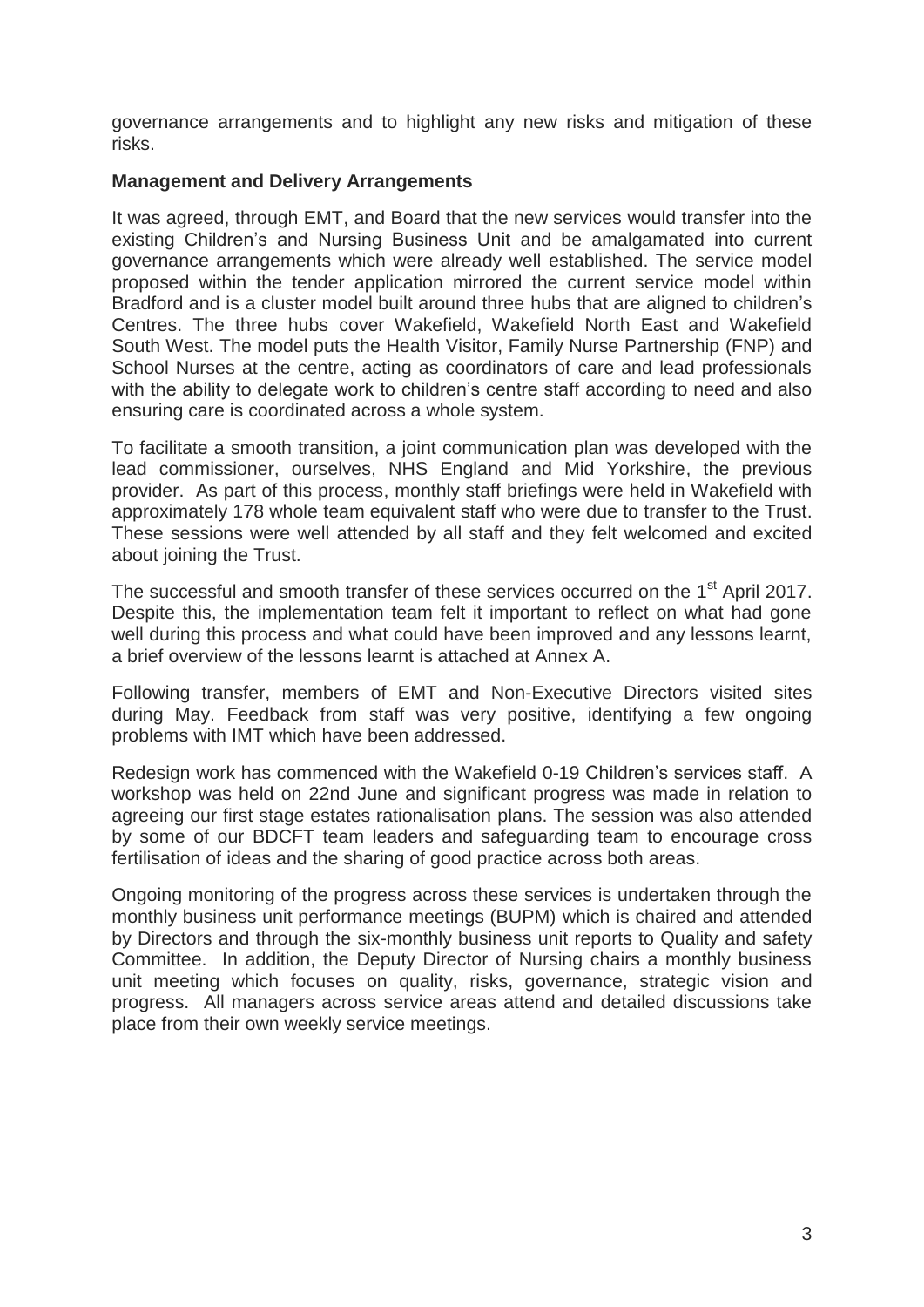governance arrangements and to highlight any new risks and mitigation of these risks.

**Management and Delivery Arrangements**

It was agreed, through EMT, and Board that the new services would transfer into the existing Children's and Nursing Business Unit and be amalgamated into current governance arrangements which were already well established. The service model proposed within the tender application mirrored the current service model within Bradford and is a cluster model built around three hubs that are aligned to children's Centres. The three hubs cover Wakefield, Wakefield North East and Wakefield South West. The model puts the Health Visitor, Family Nurse Partnership (FNP) and School Nurses at the centre, acting as coordinators of care and lead professionals with the ability to delegate work to children's centre staff according to need and also ensuring care is coordinated across a whole system.

To facilitate a smooth transition, a joint communication plan was developed with the lead commissioner, ourselves, NHS England and Mid Yorkshire, the previous provider. As part of this process, monthly staff briefings were held in Wakefield with approximately 178 whole team equivalent staff who were due to transfer to the Trust. These sessions were well attended by all staff and they felt welcomed and excited about joining the Trust.

The successful and smooth transfer of these services occurred on the 1st April 2017. Despite this, the implementation team felt it important to reflect on what had gone well during this process and what could have been improved and any lessons learnt, a brief overview of the lessons learnt is attached at Annex A.

Following transfer, members of EMT and Non-Executive Directors visited sites during May. Feedback from staff was very positive, identifying a few ongoing problems with IMT which have been addressed.

Redesign work has commenced with the Wakefield 0-19 Children's services staff. A workshop was held on 22nd June and significant progress was made in relation to agreeing our first stage estates rationalisation plans. The session was also attended by some of our BDCFT team leaders and safeguarding team to encourage cross fertilisation of ideas and the sharing of good practice across both areas.

Ongoing monitoring of the progress across these services is undertaken through the monthly business unit performance meetings (BUPM) which is chaired and attended by Directors and through the six-monthly business unit reports to Quality and safety Committee. In addition, the Deputy Director of Nursing chairs a monthly business unit meeting which focuses on quality, risks, governance, strategic vision and progress. All managers across service areas attend and detailed discussions take place from their own weekly service meetings.